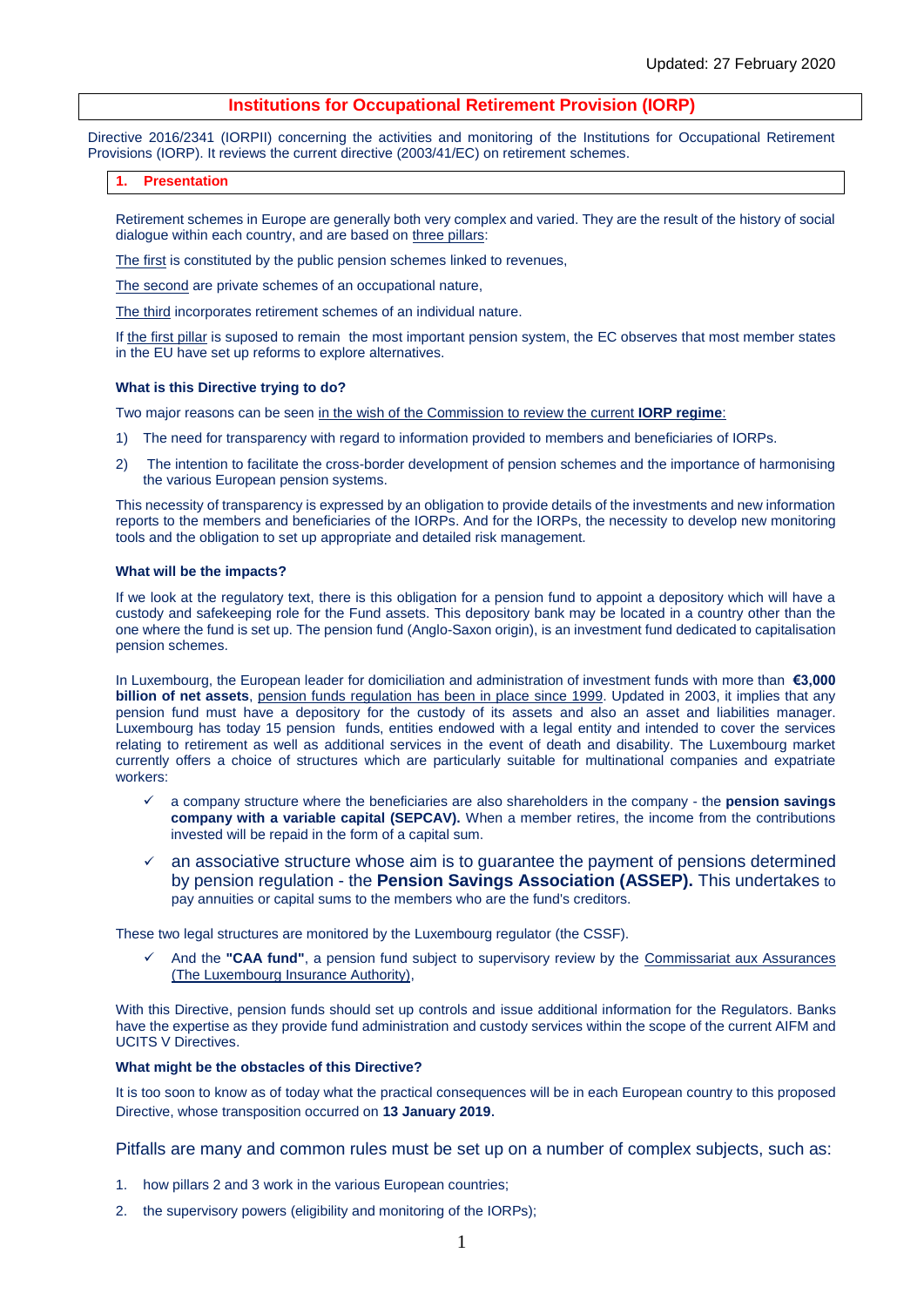Updated: 27 February 2020

# Institutions for Occupational Retirement Provision (IORP)

Directive 2016/2341 (IORPII) concerning the activities and monitoring of the Institutions for Occupational Retirement Provisions (IORP). It reviews the current directive (2003/41/EC) on retirement schemes.

## 1. Presentation

Retirement schemes in Europe are generally both very complex and varied. They are the result of the history of social dialogue within each country, and are based on three pillars:

The first is constituted by the public pension schemes linked to revenues,

The second are private schemes of an occupational nature,

The third incorporates retirement schemes of an individual nature.

If the first pillar is suposed to remain the most important pension system, the EC observes that most member states in the EU have set up reforms to explore alternatives.

### What is this Directive trying to do?

Two major reasons can be seen in the wish of the Commission to review the current **IORP regime**:

1) The need for transparency with regard to information provided to members and beneficiaries of IORPs.

2) The intention to facilitate the cross-border development of pension schemes and the importance of harmonising the various European pension systems.

This necessity of transparency is expressed by an obligation to provide details of the investments and new information reports to the members and beneficiaries of the IORPs. And for the IORPs, the necessity to develop new monitoring tools and the obligation to set up appropriate and detailed risk management.

### What will be the impacts?

If we look at the regulatory text, there is this obligation for a pension fund to appoint a depository which will have a custody and safekeeping role for the Fund assets. This depository bank may be located in a country other than the one where the fund is set up. The pension fund (Anglo-Saxon origin), is an investment fund dedicated to capitalisation pension schemes.

In Luxembourg, the European leader for domiciliation and administration of investment funds with more than **€3,000 billion of net assets**, pension funds regulation has been in place since 1999. Updated in 2003, it implies that any pension fund must have a depository for the custody of its assets and also an asset and liabilities manager. Luxembourg has today 15 pension funds, entities endowed with a legal entity and intended to cover the services relating to retirement as well as additional services in the event of death and disability. The Luxembourg market currently offers a choice of structures which are particularly suitable for multinational companies and expatriate workers:

- ✓ a company structure where the beneficiaries are also shareholders in the company - the **pension savings company with a variable capital (SEPCAV).** When a member retires, the income from the contributions invested will be repaid in the form of a capital sum.
- ✓ an associative structure whose aim is to guarantee the payment of pensions determined by pension regulation - the **Pension Savings Association (ASSEP).** This undertakes to pay annuities or capital sums to the members who are the fund's creditors.

These two legal structures are monitored by the Luxembourg regulator (the CSSF).

- ✓ And the **"CAA fund"**, a pension fund subject to supervisory review by the Commissariat aux Assurances (The Luxembourg Insurance Authority),

With this Directive, pension funds should set up controls and issue additional information for the Regulators. Banks have the expertise as they provide fund administration and custody services within the scope of the current AIFM and UCITS V Directives.

### What might be the obstacles of this Directive?

It is too soon to know as of today what the practical consequences will be in each European country to this proposed Directive, whose transposition occurred on **13 January 2019.**

Pitfalls are many and common rules must be set up on a number of complex subjects, such as:

1. how pillars 2 and 3 work in the various European countries;
2. the supervisory powers (eligibility and monitoring of the IORPs);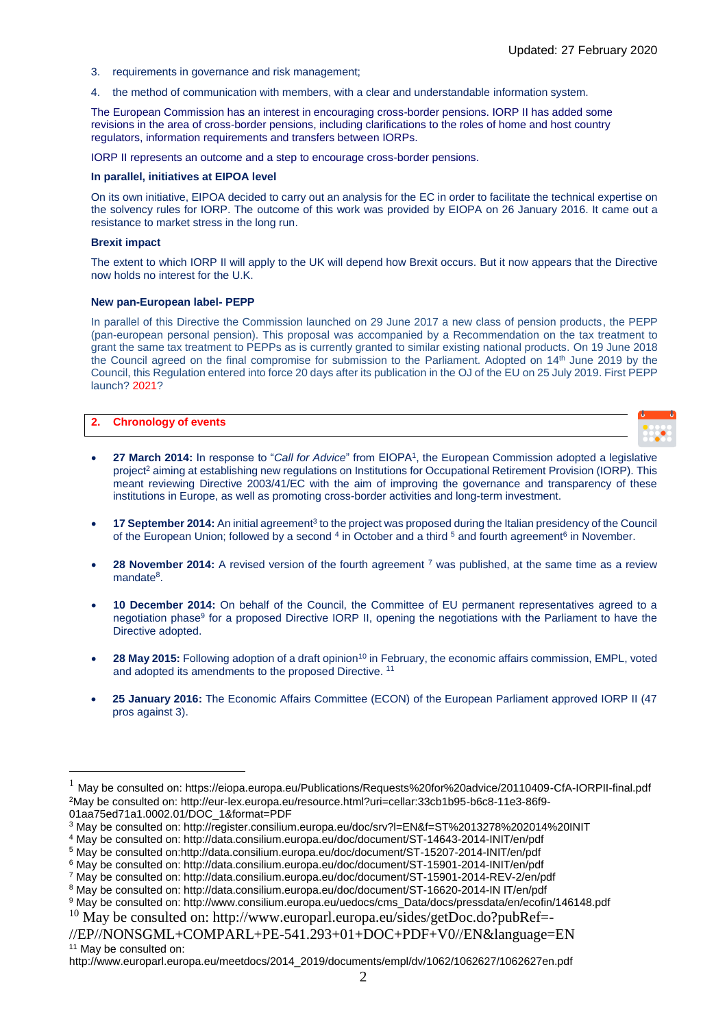3. requirements in governance and risk management;
4. the method of communication with members, with a clear and understandable information system.

The European Commission has an interest in encouraging cross-border pensions. IORP II has added some revisions in the area of cross-border pensions, including clarifications to the roles of home and host country regulators, information requirements and transfers between IORPs.

IORP II represents an outcome and a step to encourage cross-border pensions.

**In parallel, initiatives at EIPOA level**

On its own initiative, EIPOA decided to carry out an analysis for the EC in order to facilitate the technical expertise on the solvency rules for IORP. The outcome of this work was provided by EIOPA on 26 January 2016. It came out a resistance to market stress in the long run.

**Brexit impact**

The extent to which IORP II will apply to the UK will depend how Brexit occurs. But it now appears that the Directive now holds no interest for the U.K.

**New pan-European label- PEPP**

In parallel of this Directive the Commission launched on 29 June 2017 a new class of pension products, the PEPP (pan-european personal pension). This proposal was accompanied by a Recommendation on the tax treatment to grant the same tax treatment to PEPPs as is currently granted to similar existing national products. On 19 June 2018 the Council agreed on the final compromise for submission to the Parliament. Adopted on 14th June 2019 by the Council, this Regulation entered into force 20 days after its publication in the OJ of the EU on 25 July 2019. First PEPP launch? 2021?

## 2. Chronology of events

- **27 March 2014:** In response to "*Call for Advice*" from EIOPA[1], the European Commission adopted a legislative project[2] aiming at establishing new regulations on Institutions for Occupational Retirement Provision (IORP). This meant reviewing Directive 2003/41/EC with the aim of improving the governance and transparency of these institutions in Europe, as well as promoting cross-border activities and long-term investment.

- **17 September 2014:** An initial agreement[3] to the project was proposed during the Italian presidency of the Council of the European Union; followed by a second [4] in October and a third [5] and fourth agreement[6] in November.

- **28 November 2014:** A revised version of the fourth agreement [7] was published, at the same time as a review mandate[8].

- **10 December 2014:** On behalf of the Council, the Committee of EU permanent representatives agreed to a negotiation phase[9] for a proposed Directive IORP II, opening the negotiations with the Parliament to have the Directive adopted.

- **28 May 2015:** Following adoption of a draft opinion[10] in February, the economic affairs commission, EMPL, voted and adopted its amendments to the proposed Directive. [11]

- **25 January 2016:** The Economic Affairs Committee (ECON) of the European Parliament approved IORP II (47 pros against 3).

---

[1] May be consulted on: https://eiopa.europa.eu/Publications/Requests%20for%20advice/20110409-CfA-IORPII-final.pdf

[2] May be consulted on: http://eur-lex.europa.eu/resource.html?uri=cellar:33cb1b95-b6c8-11e3-86f9-01aa75ed71a1.0002.01/DOC_1&format=PDF

[3] May be consulted on: http://register.consilium.europa.eu/doc/srv?l=EN&f=ST%2013278%202014%20INIT

[4] May be consulted on: http://data.consilium.europa.eu/doc/document/ST-14643-2014-INIT/en/pdf

[5] May be consulted on:http://data.consilium.europa.eu/doc/document/ST-15207-2014-INIT/en/pdf

[6] May be consulted on: http://data.consilium.europa.eu/doc/document/ST-15901-2014-INIT/en/pdf

[7] May be consulted on: http://data.consilium.europa.eu/doc/document/ST-15901-2014-REV-2/en/pdf

[8] May be consulted on: http://data.consilium.europa.eu/doc/document/ST-16620-2014-IN IT/en/pdf

[9] May be consulted on: http://www.consilium.europa.eu/uedocs/cms_Data/docs/pressdata/en/ecofin/146148.pdf

[10] May be consulted on: http://www.europarl.europa.eu/sides/getDoc.do?pubRef=-//EP//NONSGML+COMPARL+PE-541.293+01+DOC+PDF+V0//EN&language=EN

[11] May be consulted on: http://www.europarl.europa.eu/meetdocs/2014_2019/documents/empl/dv/1062/1062627/1062627en.pdf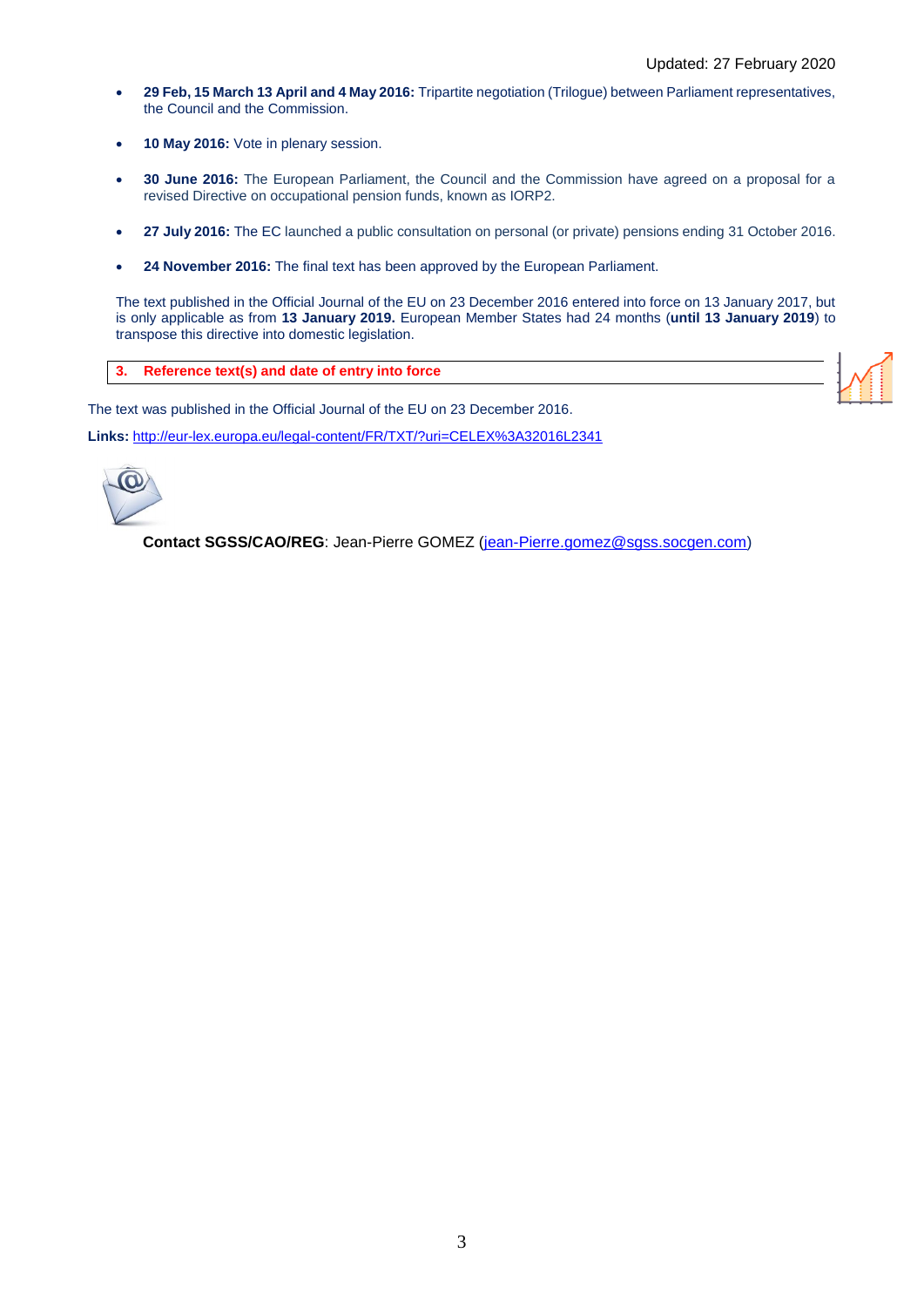Updated: 27 February 2020

- **29 Feb, 15 March 13 April and 4 May 2016:** Tripartite negotiation (Trilogue) between Parliament representatives, the Council and the Commission.
- **10 May 2016:** Vote in plenary session.
- **30 June 2016:** The European Parliament, the Council and the Commission have agreed on a proposal for a revised Directive on occupational pension funds, known as IORP2.
- **27 July 2016:** The EC launched a public consultation on personal (or private) pensions ending 31 October 2016.
- **24 November 2016:** The final text has been approved by the European Parliament.

The text published in the Official Journal of the EU on 23 December 2016 entered into force on 13 January 2017, but is only applicable as from **13 January 2019.** European Member States had 24 months (**until 13 January 2019**) to transpose this directive into domestic legislation.

## 3. Reference text(s) and date of entry into force

The text was published in the Official Journal of the EU on 23 December 2016.

**Links:** http://eur-lex.europa.eu/legal-content/FR/TXT/?uri=CELEX%3A32016L2341

**Contact SGSS/CAO/REG**: Jean-Pierre GOMEZ (jean-Pierre.gomez@sgss.socgen.com)